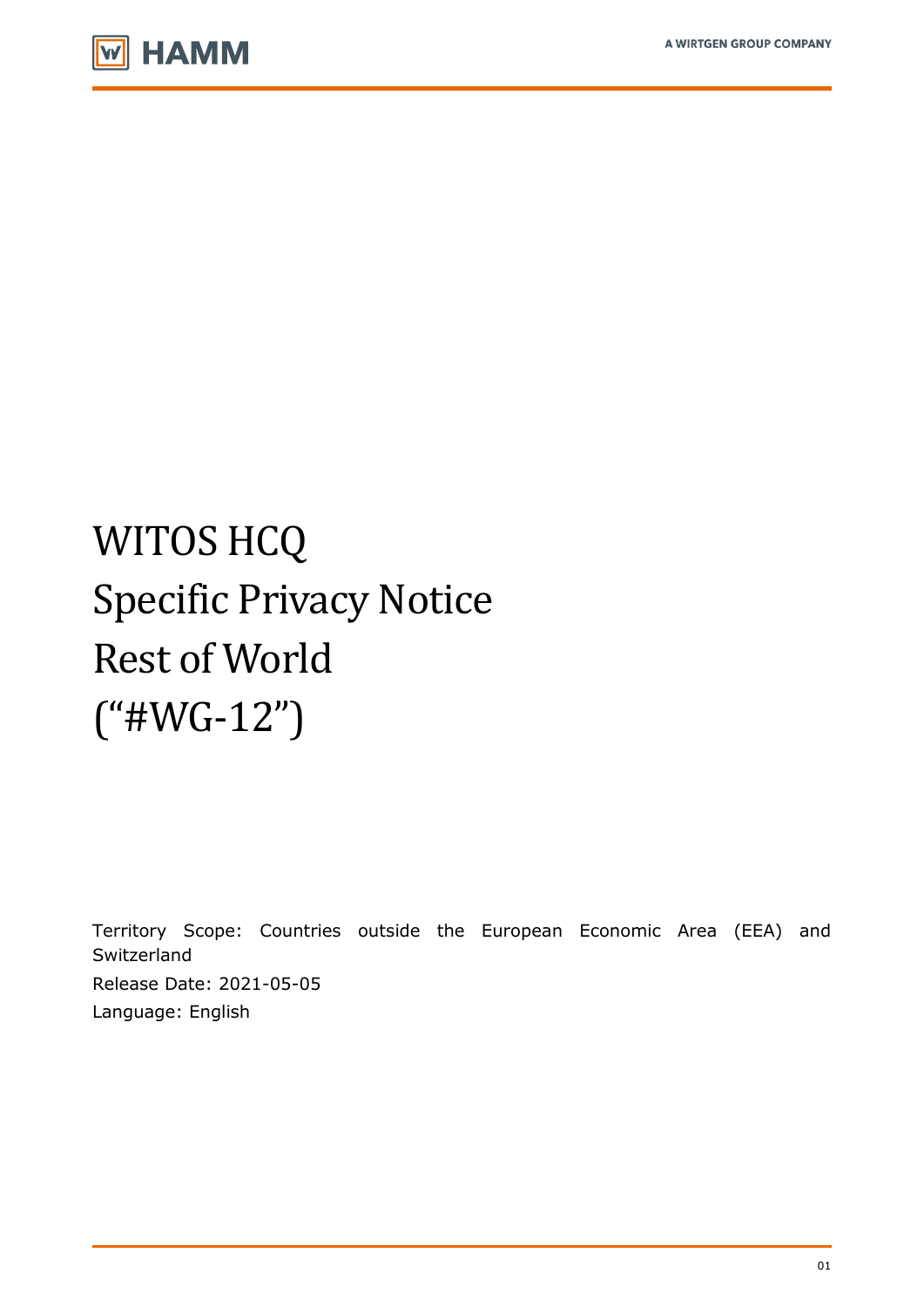# WITOS HCQ
# Specific Privacy Notice
# Rest of World
# ("#WG-12")

Territory Scope: Countries outside the European Economic Area (EEA) and Switzerland

Release Date: 2021-05-05

Language: English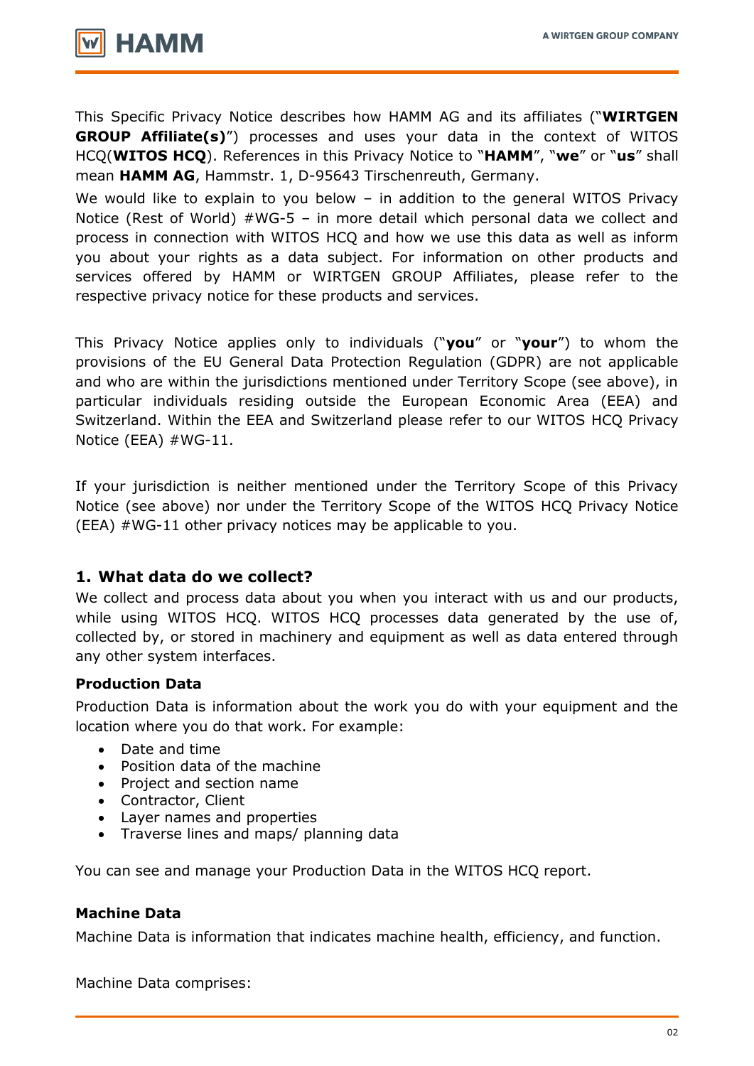This Specific Privacy Notice describes how HAMM AG and its affiliates ("**WIRTGEN GROUP Affiliate(s)**") processes and uses your data in the context of WITOS HCQ(**WITOS HCQ**). References in this Privacy Notice to "**HAMM**", "**we**" or "**us**" shall mean **HAMM AG**, Hammstr. 1, D-95643 Tirschenreuth, Germany.

We would like to explain to you below – in addition to the general WITOS Privacy Notice (Rest of World) #WG-5 – in more detail which personal data we collect and process in connection with WITOS HCQ and how we use this data as well as inform you about your rights as a data subject. For information on other products and services offered by HAMM or WIRTGEN GROUP Affiliates, please refer to the respective privacy notice for these products and services.

This Privacy Notice applies only to individuals ("**you**" or "**your**") to whom the provisions of the EU General Data Protection Regulation (GDPR) are not applicable and who are within the jurisdictions mentioned under Territory Scope (see above), in particular individuals residing outside the European Economic Area (EEA) and Switzerland. Within the EEA and Switzerland please refer to our WITOS HCQ Privacy Notice (EEA) #WG-11.

If your jurisdiction is neither mentioned under the Territory Scope of this Privacy Notice (see above) nor under the Territory Scope of the WITOS HCQ Privacy Notice (EEA) #WG-11 other privacy notices may be applicable to you.

## 1. What data do we collect?

We collect and process data about you when you interact with us and our products, while using WITOS HCQ. WITOS HCQ processes data generated by the use of, collected by, or stored in machinery and equipment as well as data entered through any other system interfaces.

**Production Data**

Production Data is information about the work you do with your equipment and the location where you do that work. For example:

- Date and time
- Position data of the machine
- Project and section name
- Contractor, Client
- Layer names and properties
- Traverse lines and maps/ planning data

You can see and manage your Production Data in the WITOS HCQ report.

**Machine Data**

Machine Data is information that indicates machine health, efficiency, and function.

Machine Data comprises: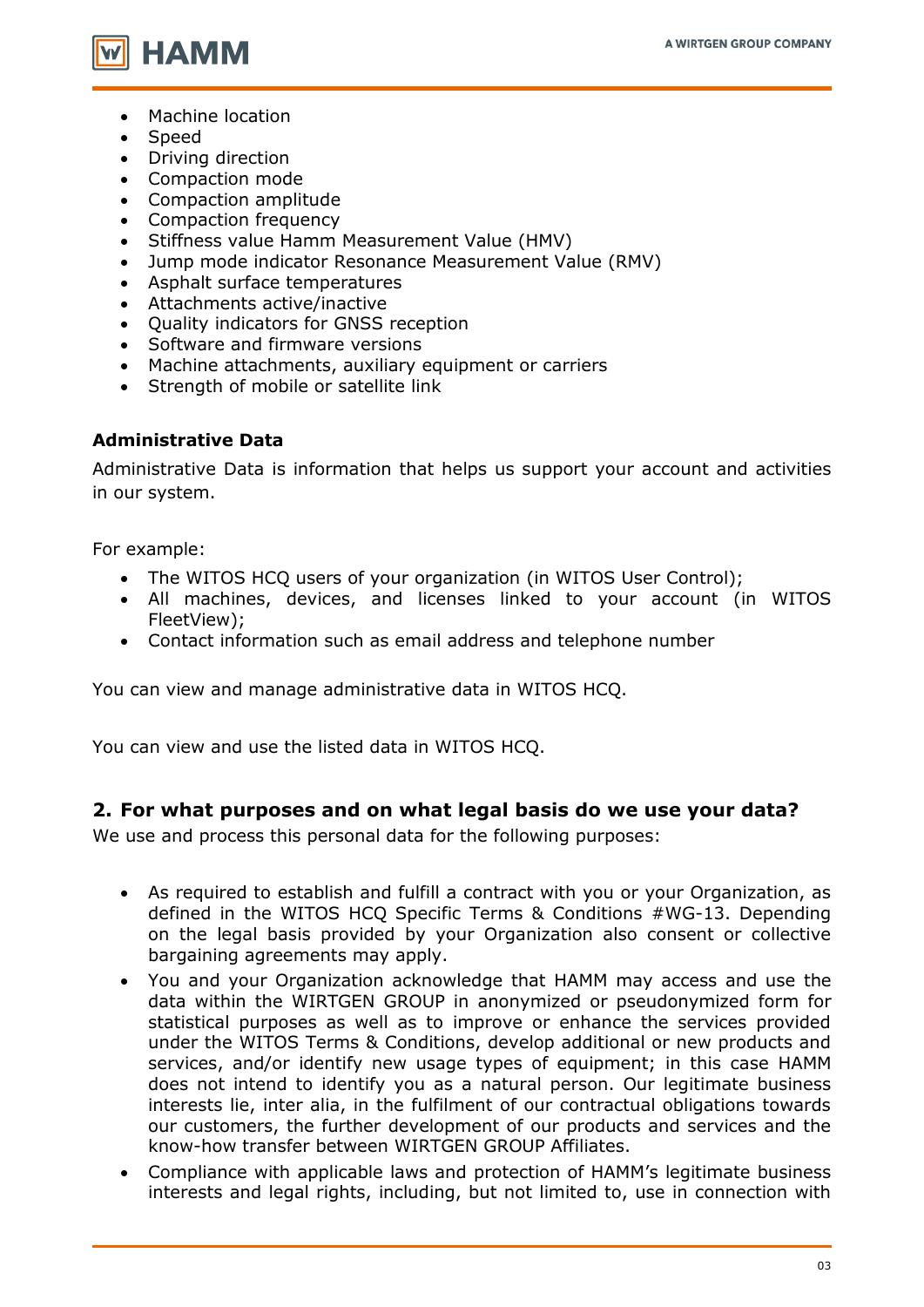- Machine location
- Speed
- Driving direction
- Compaction mode
- Compaction amplitude
- Compaction frequency
- Stiffness value Hamm Measurement Value (HMV)
- Jump mode indicator Resonance Measurement Value (RMV)
- Asphalt surface temperatures
- Attachments active/inactive
- Quality indicators for GNSS reception
- Software and firmware versions
- Machine attachments, auxiliary equipment or carriers
- Strength of mobile or satellite link

**Administrative Data**

Administrative Data is information that helps us support your account and activities in our system.

For example:

- The WITOS HCQ users of your organization (in WITOS User Control);
- All machines, devices, and licenses linked to your account (in WITOS FleetView);
- Contact information such as email address and telephone number

You can view and manage administrative data in WITOS HCQ.

You can view and use the listed data in WITOS HCQ.

## 2. For what purposes and on what legal basis do we use your data?

We use and process this personal data for the following purposes:

- As required to establish and fulfill a contract with you or your Organization, as defined in the WITOS HCQ Specific Terms & Conditions #WG-13. Depending on the legal basis provided by your Organization also consent or collective bargaining agreements may apply.
- You and your Organization acknowledge that HAMM may access and use the data within the WIRTGEN GROUP in anonymized or pseudonymized form for statistical purposes as well as to improve or enhance the services provided under the WITOS Terms & Conditions, develop additional or new products and services, and/or identify new usage types of equipment; in this case HAMM does not intend to identify you as a natural person. Our legitimate business interests lie, inter alia, in the fulfilment of our contractual obligations towards our customers, the further development of our products and services and the know-how transfer between WIRTGEN GROUP Affiliates.
- Compliance with applicable laws and protection of HAMM's legitimate business interests and legal rights, including, but not limited to, use in connection with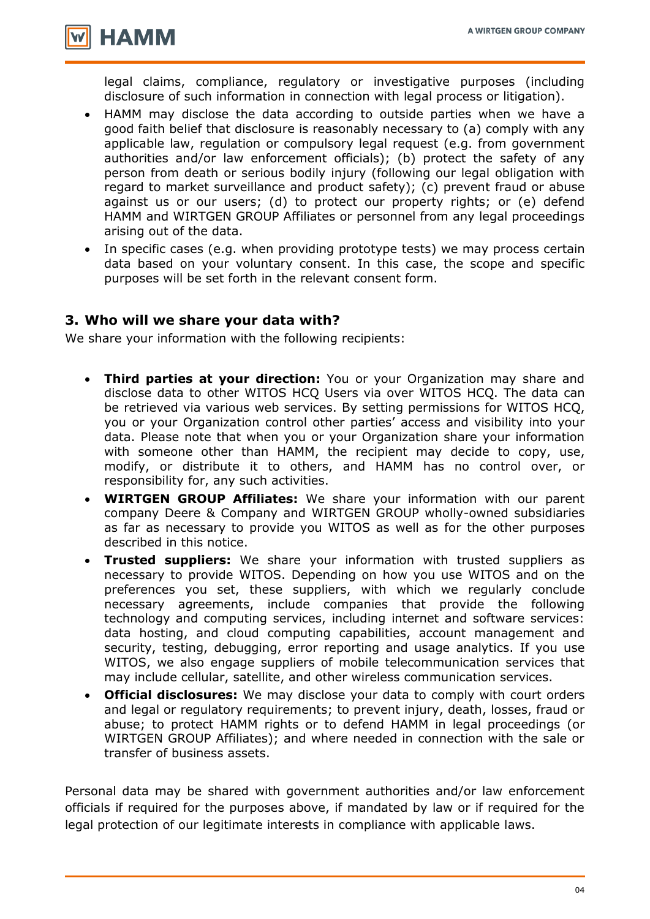legal claims, compliance, regulatory or investigative purposes (including disclosure of such information in connection with legal process or litigation).

- HAMM may disclose the data according to outside parties when we have a good faith belief that disclosure is reasonably necessary to (a) comply with any applicable law, regulation or compulsory legal request (e.g. from government authorities and/or law enforcement officials); (b) protect the safety of any person from death or serious bodily injury (following our legal obligation with regard to market surveillance and product safety); (c) prevent fraud or abuse against us or our users; (d) to protect our property rights; or (e) defend HAMM and WIRTGEN GROUP Affiliates or personnel from any legal proceedings arising out of the data.
- In specific cases (e.g. when providing prototype tests) we may process certain data based on your voluntary consent. In this case, the scope and specific purposes will be set forth in the relevant consent form.

## 3. Who will we share your data with?

We share your information with the following recipients:

- **Third parties at your direction:** You or your Organization may share and disclose data to other WITOS HCQ Users via over WITOS HCQ. The data can be retrieved via various web services. By setting permissions for WITOS HCQ, you or your Organization control other parties' access and visibility into your data. Please note that when you or your Organization share your information with someone other than HAMM, the recipient may decide to copy, use, modify, or distribute it to others, and HAMM has no control over, or responsibility for, any such activities.
- **WIRTGEN GROUP Affiliates:** We share your information with our parent company Deere & Company and WIRTGEN GROUP wholly-owned subsidiaries as far as necessary to provide you WITOS as well as for the other purposes described in this notice.
- **Trusted suppliers:** We share your information with trusted suppliers as necessary to provide WITOS. Depending on how you use WITOS and on the preferences you set, these suppliers, with which we regularly conclude necessary agreements, include companies that provide the following technology and computing services, including internet and software services: data hosting, and cloud computing capabilities, account management and security, testing, debugging, error reporting and usage analytics. If you use WITOS, we also engage suppliers of mobile telecommunication services that may include cellular, satellite, and other wireless communication services.
- **Official disclosures:** We may disclose your data to comply with court orders and legal or regulatory requirements; to prevent injury, death, losses, fraud or abuse; to protect HAMM rights or to defend HAMM in legal proceedings (or WIRTGEN GROUP Affiliates); and where needed in connection with the sale or transfer of business assets.

Personal data may be shared with government authorities and/or law enforcement officials if required for the purposes above, if mandated by law or if required for the legal protection of our legitimate interests in compliance with applicable laws.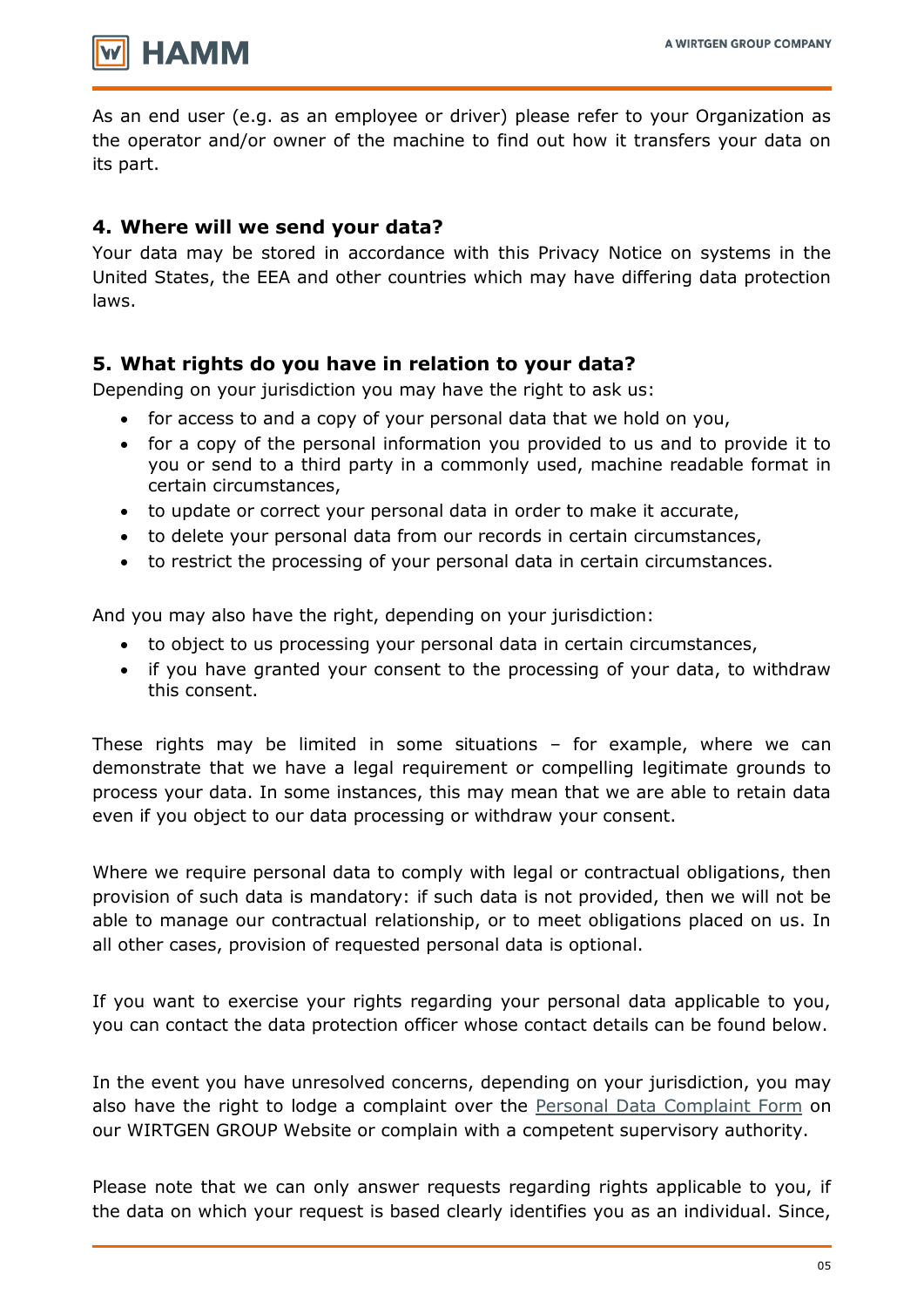As an end user (e.g. as an employee or driver) please refer to your Organization as the operator and/or owner of the machine to find out how it transfers your data on its part.

## 4. Where will we send your data?

Your data may be stored in accordance with this Privacy Notice on systems in the United States, the EEA and other countries which may have differing data protection laws.

## 5. What rights do you have in relation to your data?

Depending on your jurisdiction you may have the right to ask us:

- for access to and a copy of your personal data that we hold on you,
- for a copy of the personal information you provided to us and to provide it to you or send to a third party in a commonly used, machine readable format in certain circumstances,
- to update or correct your personal data in order to make it accurate,
- to delete your personal data from our records in certain circumstances,
- to restrict the processing of your personal data in certain circumstances.

And you may also have the right, depending on your jurisdiction:

- to object to us processing your personal data in certain circumstances,
- if you have granted your consent to the processing of your data, to withdraw this consent.

These rights may be limited in some situations – for example, where we can demonstrate that we have a legal requirement or compelling legitimate grounds to process your data. In some instances, this may mean that we are able to retain data even if you object to our data processing or withdraw your consent.

Where we require personal data to comply with legal or contractual obligations, then provision of such data is mandatory: if such data is not provided, then we will not be able to manage our contractual relationship, or to meet obligations placed on us. In all other cases, provision of requested personal data is optional.

If you want to exercise your rights regarding your personal data applicable to you, you can contact the data protection officer whose contact details can be found below.

In the event you have unresolved concerns, depending on your jurisdiction, you may also have the right to lodge a complaint over the Personal Data Complaint Form on our WIRTGEN GROUP Website or complain with a competent supervisory authority.

Please note that we can only answer requests regarding rights applicable to you, if the data on which your request is based clearly identifies you as an individual. Since,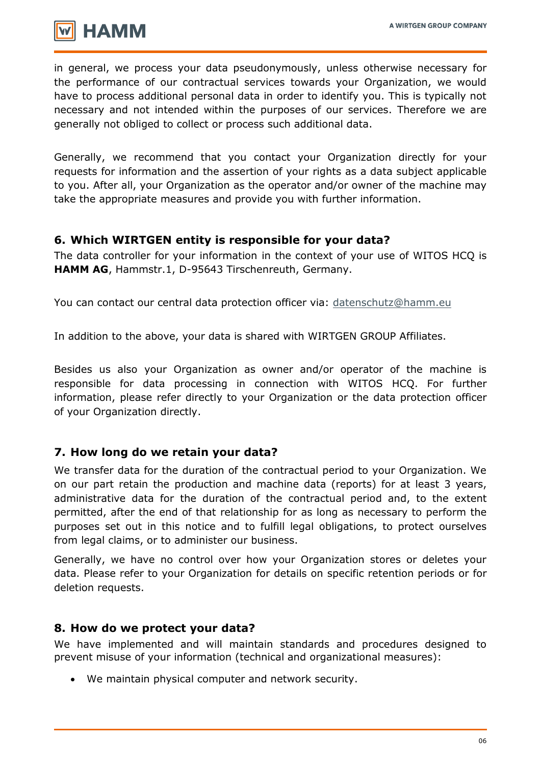in general, we process your data pseudonymously, unless otherwise necessary for the performance of our contractual services towards your Organization, we would have to process additional personal data in order to identify you. This is typically not necessary and not intended within the purposes of our services. Therefore we are generally not obliged to collect or process such additional data.

Generally, we recommend that you contact your Organization directly for your requests for information and the assertion of your rights as a data subject applicable to you. After all, your Organization as the operator and/or owner of the machine may take the appropriate measures and provide you with further information.

## 6. Which WIRTGEN entity is responsible for your data?

The data controller for your information in the context of your use of WITOS HCQ is **HAMM AG**, Hammstr.1, D-95643 Tirschenreuth, Germany.

You can contact our central data protection officer via: datenschutz@hamm.eu

In addition to the above, your data is shared with WIRTGEN GROUP Affiliates.

Besides us also your Organization as owner and/or operator of the machine is responsible for data processing in connection with WITOS HCQ. For further information, please refer directly to your Organization or the data protection officer of your Organization directly.

## 7. How long do we retain your data?

We transfer data for the duration of the contractual period to your Organization. We on our part retain the production and machine data (reports) for at least 3 years, administrative data for the duration of the contractual period and, to the extent permitted, after the end of that relationship for as long as necessary to perform the purposes set out in this notice and to fulfill legal obligations, to protect ourselves from legal claims, or to administer our business.

Generally, we have no control over how your Organization stores or deletes your data. Please refer to your Organization for details on specific retention periods or for deletion requests.

## 8. How do we protect your data?

We have implemented and will maintain standards and procedures designed to prevent misuse of your information (technical and organizational measures):

- We maintain physical computer and network security.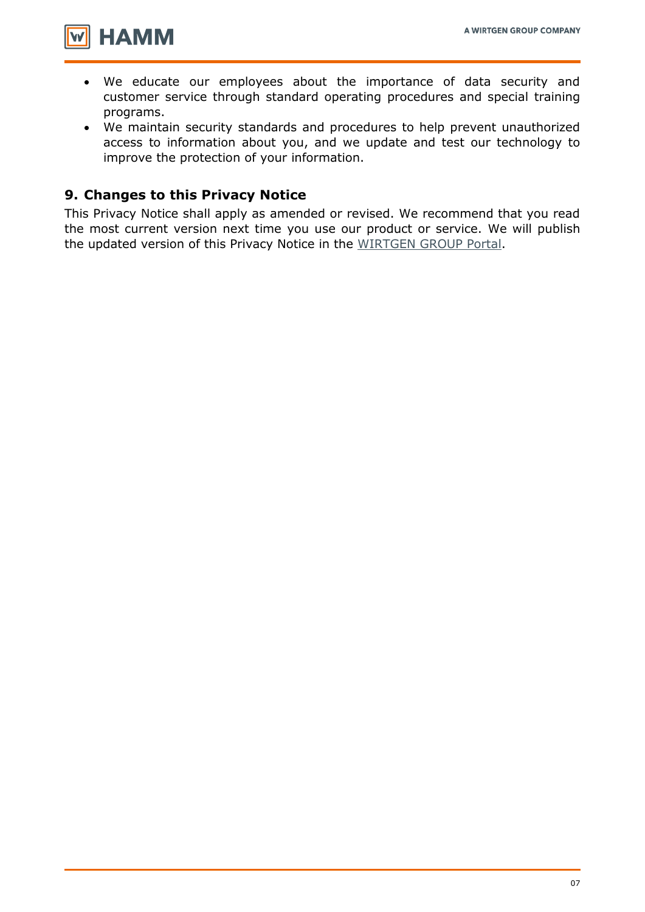- We educate our employees about the importance of data security and customer service through standard operating procedures and special training programs.
- We maintain security standards and procedures to help prevent unauthorized access to information about you, and we update and test our technology to improve the protection of your information.

## 9. Changes to this Privacy Notice

This Privacy Notice shall apply as amended or revised. We recommend that you read the most current version next time you use our product or service. We will publish the updated version of this Privacy Notice in the WIRTGEN GROUP Portal.